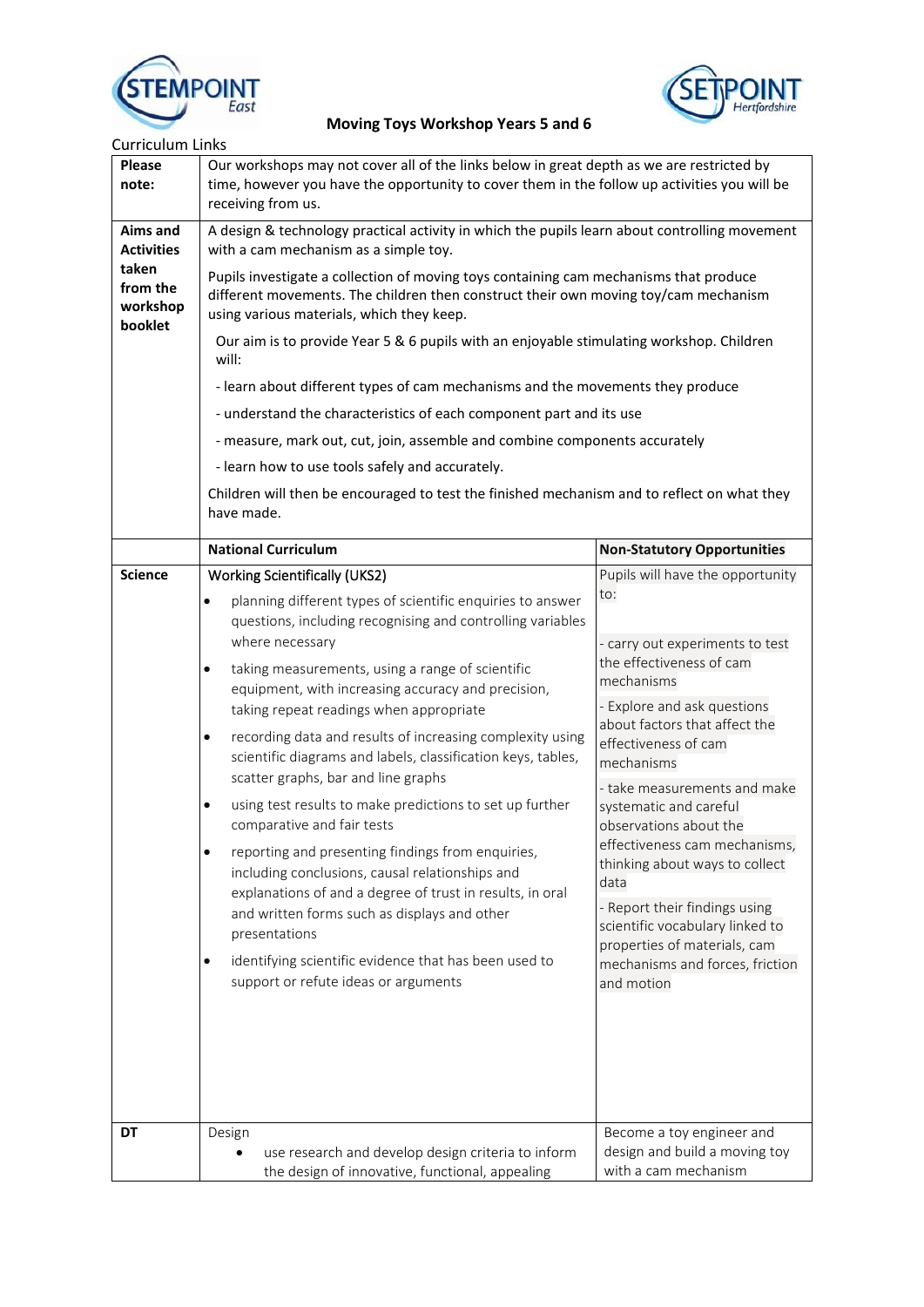# Moving Toys Workshop Years 5 and 6

Curriculum Links

| | | |
|---|---|---|
| **Please note:** | Our workshops may not cover all of the links below in great depth as we are restricted by time, however you have the opportunity to cover them in the follow up activities you will be receiving from us. | |
| **Aims and Activities taken from the workshop booklet** | A design & technology practical activity in which the pupils learn about controlling movement with a cam mechanism as a simple toy.<br><br>Pupils investigate a collection of moving toys containing cam mechanisms that produce different movements. The children then construct their own moving toy/cam mechanism using various materials, which they keep.<br><br>Our aim is to provide Year 5 & 6 pupils with an enjoyable stimulating workshop. Children will:<br><br>- learn about different types of cam mechanisms and the movements they produce<br><br>- understand the characteristics of each component part and its use<br><br>- measure, mark out, cut, join, assemble and combine components accurately<br><br>- learn how to use tools safely and accurately.<br><br>Children will then be encouraged to test the finished mechanism and to reflect on what they have made. | |
| | **National Curriculum** | **Non-Statutory Opportunities** |
| **Science** | Working Scientifically (UKS2)<br>• planning different types of scientific enquiries to answer questions, including recognising and controlling variables where necessary<br>• taking measurements, using a range of scientific equipment, with increasing accuracy and precision, taking repeat readings when appropriate<br>• recording data and results of increasing complexity using scientific diagrams and labels, classification keys, tables, scatter graphs, bar and line graphs<br>• using test results to make predictions to set up further comparative and fair tests<br>• reporting and presenting findings from enquiries, including conclusions, causal relationships and explanations of and a degree of trust in results, in oral and written forms such as displays and other presentations<br>• identifying scientific evidence that has been used to support or refute ideas or arguments | Pupils will have the opportunity to:<br><br>- carry out experiments to test the effectiveness of cam mechanisms<br>- Explore and ask questions about factors that affect the effectiveness of cam mechanisms<br>- take measurements and make systematic and careful observations about the effectiveness cam mechanisms, thinking about ways to collect data<br>- Report their findings using scientific vocabulary linked to properties of materials, cam mechanisms and forces, friction and motion |
| **DT** | Design<br>• use research and develop design criteria to inform the design of innovative, functional, appealing | Become a toy engineer and design and build a moving toy with a cam mechanism |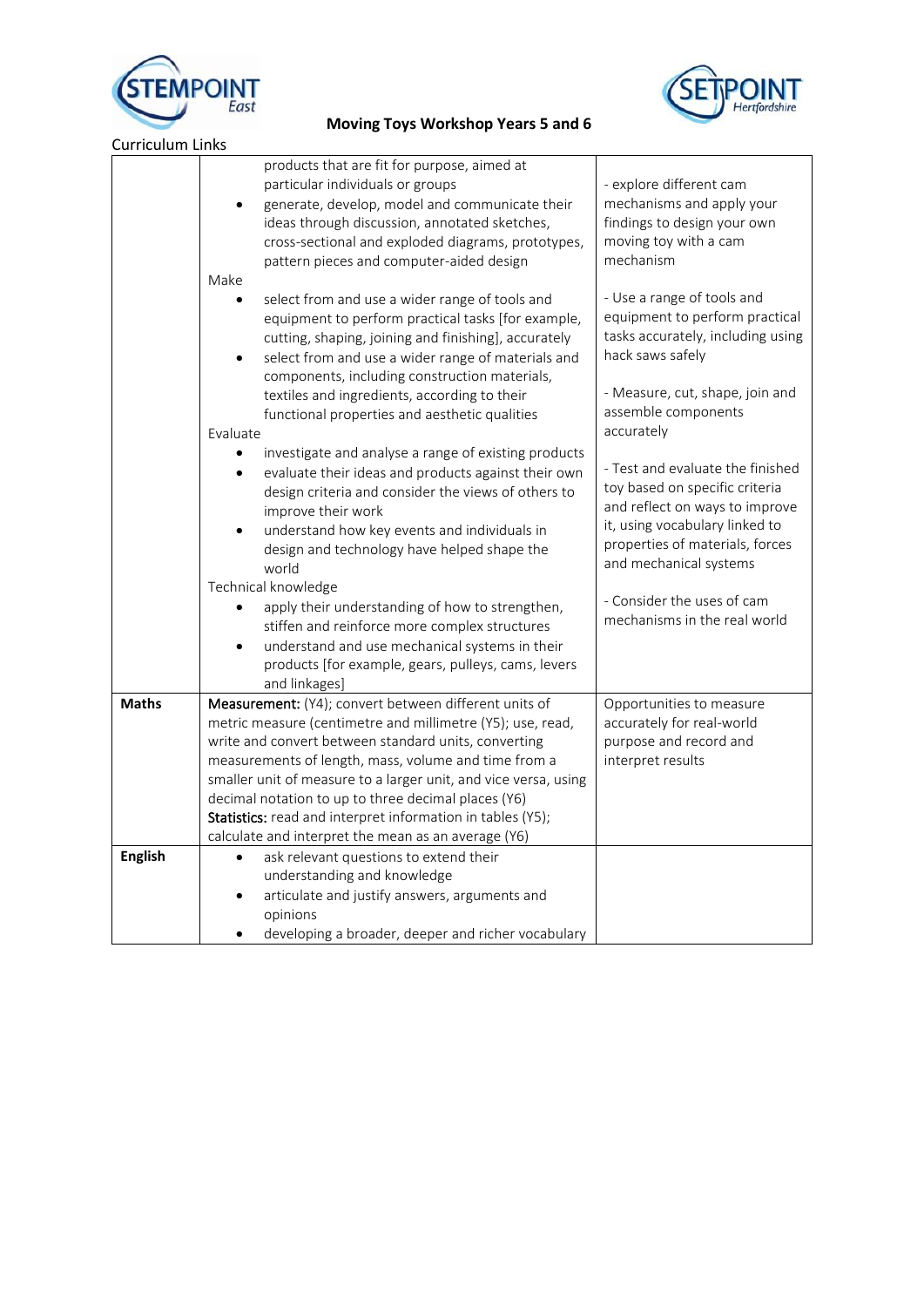**Moving Toys Workshop Years 5 and 6**

Curriculum Links

| | | |
|---|---|---|
| | products that are fit for purpose, aimed at particular individuals or groups<br>• generate, develop, model and communicate their ideas through discussion, annotated sketches, cross-sectional and exploded diagrams, prototypes, pattern pieces and computer-aided design<br>Make<br>• select from and use a wider range of tools and equipment to perform practical tasks [for example, cutting, shaping, joining and finishing], accurately<br>• select from and use a wider range of materials and components, including construction materials, textiles and ingredients, according to their functional properties and aesthetic qualities<br>Evaluate<br>• investigate and analyse a range of existing products<br>• evaluate their ideas and products against their own design criteria and consider the views of others to improve their work<br>• understand how key events and individuals in design and technology have helped shape the world<br>Technical knowledge<br>• apply their understanding of how to strengthen, stiffen and reinforce more complex structures<br>• understand and use mechanical systems in their products [for example, gears, pulleys, cams, levers and linkages] | - explore different cam mechanisms and apply your findings to design your own moving toy with a cam mechanism<br><br>- Use a range of tools and equipment to perform practical tasks accurately, including using hack saws safely<br><br>- Measure, cut, shape, join and assemble components accurately<br><br>- Test and evaluate the finished toy based on specific criteria and reflect on ways to improve it, using vocabulary linked to properties of materials, forces and mechanical systems<br><br>- Consider the uses of cam mechanisms in the real world |
| **Maths** | **Measurement:** (Y4); convert between different units of metric measure (centimetre and millimetre (Y5); use, read, write and convert between standard units, converting measurements of length, mass, volume and time from a smaller unit of measure to a larger unit, and vice versa, using decimal notation to up to three decimal places (Y6)<br>**Statistics:** read and interpret information in tables (Y5); calculate and interpret the mean as an average (Y6) | Opportunities to measure accurately for real-world purpose and record and interpret results |
| **English** | • ask relevant questions to extend their understanding and knowledge<br>• articulate and justify answers, arguments and opinions<br>• developing a broader, deeper and richer vocabulary | |